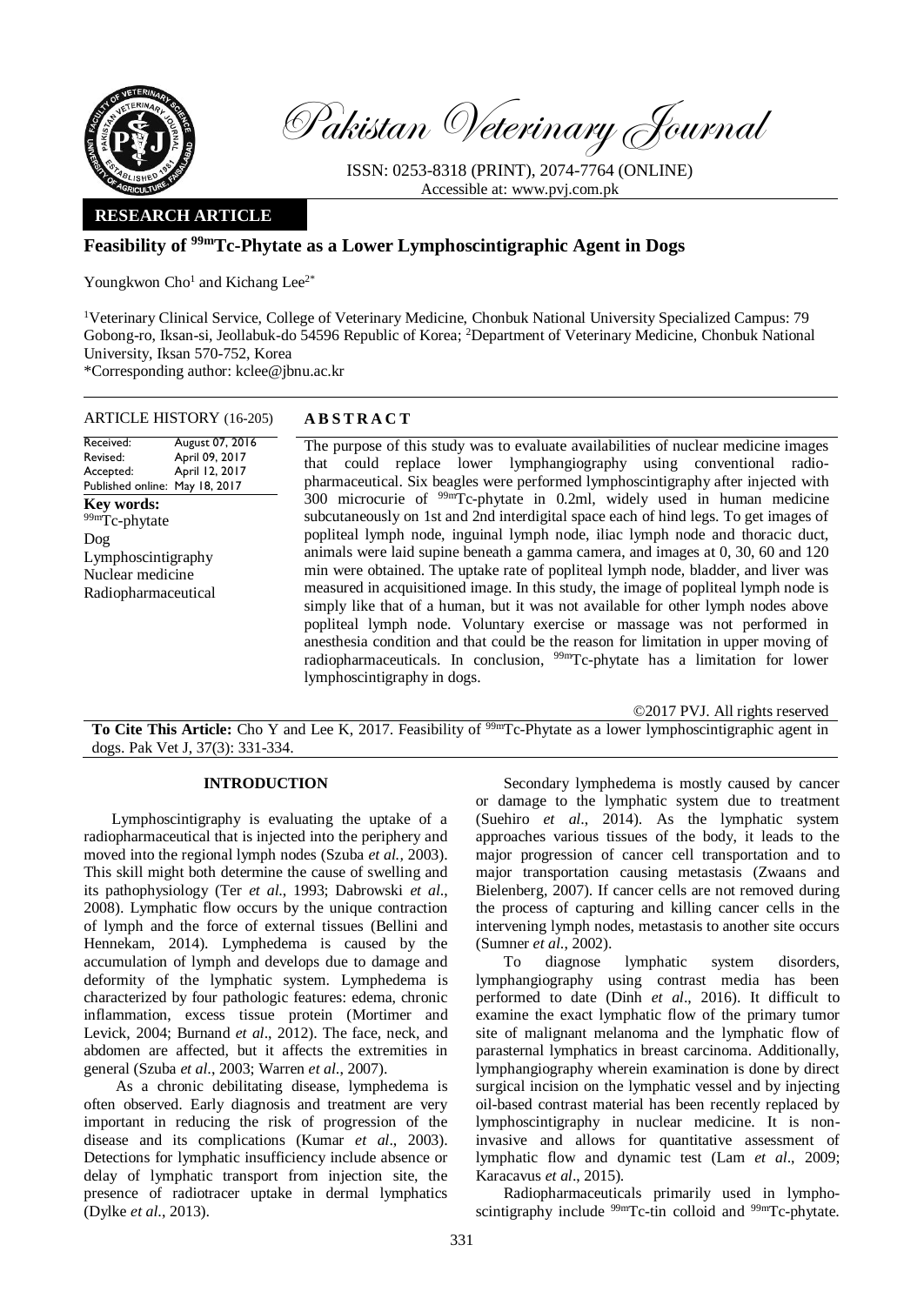Pakistan Veterinary Journal

ISSN: 0253-8318 (PRINT), 2074-7764 (ONLINE)
Accessible at: www.pvj.com.pk

**RESEARCH ARTICLE**

# Feasibility of $^{99m}$Tc-Phytate as a Lower Lymphoscintigraphic Agent in Dogs

Youngkwon Cho[1] and Kichang Lee[2*]

[1]Veterinary Clinical Service, College of Veterinary Medicine, Chonbuk National University Specialized Campus: 79 Gobong-ro, Iksan-si, Jeollabuk-do 54596 Republic of Korea; [2]Department of Veterinary Medicine, Chonbuk National University, Iksan 570-752, Korea

*Corresponding author: kclee@jbnu.ac.kr

**ARTICLE HISTORY** (16-205)

Received: August 07, 2016
Revised: April 09, 2017
Accepted: April 12, 2017
Published online: May 18, 2017

**Key words:**
$^{99m}$Tc-phytate
Dog
Lymphoscintigraphy
Nuclear medicine
Radiopharmaceutical

## ABSTRACT

The purpose of this study was to evaluate availabilities of nuclear medicine images that could replace lower lymphangiography using conventional radio-pharmaceutical. Six beagles were performed lymphoscintigraphy after injected with 300 microcurie of $^{99m}$Tc-phytate in 0.2ml, widely used in human medicine subcutaneously on 1st and 2nd interdigital space each of hind legs. To get images of popliteal lymph node, inguinal lymph node, iliac lymph node and thoracic duct, animals were laid supine beneath a gamma camera, and images at 0, 30, 60 and 120 min were obtained. The uptake rate of popliteal lymph node, bladder, and liver was measured in acquisitioned image. In this study, the image of popliteal lymph node is simply like that of a human, but it was not available for other lymph nodes above popliteal lymph node. Voluntary exercise or massage was not performed in anesthesia condition and that could be the reason for limitation in upper moving of radiopharmaceuticals. In conclusion, $^{99m}$Tc-phytate has a limitation for lower lymphoscintigraphy in dogs.

©2017 PVJ. All rights reserved

**To Cite This Article:** Cho Y and Lee K, 2017. Feasibility of $^{99m}$Tc-Phytate as a lower lymphoscintigraphic agent in dogs. Pak Vet J, 37(3): 331-334.

## INTRODUCTION

Lymphoscintigraphy is evaluating the uptake of a radiopharmaceutical that is injected into the periphery and moved into the regional lymph nodes (Szuba *et al.*, 2003). This skill might both determine the cause of swelling and its pathophysiology (Ter *et al*., 1993; Dabrowski *et al*., 2008). Lymphatic flow occurs by the unique contraction of lymph and the force of external tissues (Bellini and Hennekam, 2014). Lymphedema is caused by the accumulation of lymph and develops due to damage and deformity of the lymphatic system. Lymphedema is characterized by four pathologic features: edema, chronic inflammation, excess tissue protein (Mortimer and Levick, 2004; Burnand *et al*., 2012). The face, neck, and abdomen are affected, but it affects the extremities in general (Szuba *et al*., 2003; Warren *et al*., 2007).

As a chronic debilitating disease, lymphedema is often observed. Early diagnosis and treatment are very important in reducing the risk of progression of the disease and its complications (Kumar *et al*., 2003). Detections for lymphatic insufficiency include absence or delay of lymphatic transport from injection site, the presence of radiotracer uptake in dermal lymphatics (Dylke *et al*., 2013).

Secondary lymphedema is mostly caused by cancer or damage to the lymphatic system due to treatment (Suehiro *et al*., 2014). As the lymphatic system approaches various tissues of the body, it leads to the major progression of cancer cell transportation and to major transportation causing metastasis (Zwaans and Bielenberg, 2007). If cancer cells are not removed during the process of capturing and killing cancer cells in the intervening lymph nodes, metastasis to another site occurs (Sumner *et al*., 2002).

To diagnose lymphatic system disorders, lymphangiography using contrast media has been performed to date (Dinh *et al*., 2016). It difficult to examine the exact lymphatic flow of the primary tumor site of malignant melanoma and the lymphatic flow of parasternal lymphatics in breast carcinoma. Additionally, lymphangiography wherein examination is done by direct surgical incision on the lymphatic vessel and by injecting oil-based contrast material has been recently replaced by lymphoscintigraphy in nuclear medicine. It is non-invasive and allows for quantitative assessment of lymphatic flow and dynamic test (Lam *et al*., 2009; Karacavus *et al*., 2015).

Radiopharmaceuticals primarily used in lymphoscintigraphy include $^{99m}$Tc-tin colloid and $^{99m}$Tc-phytate.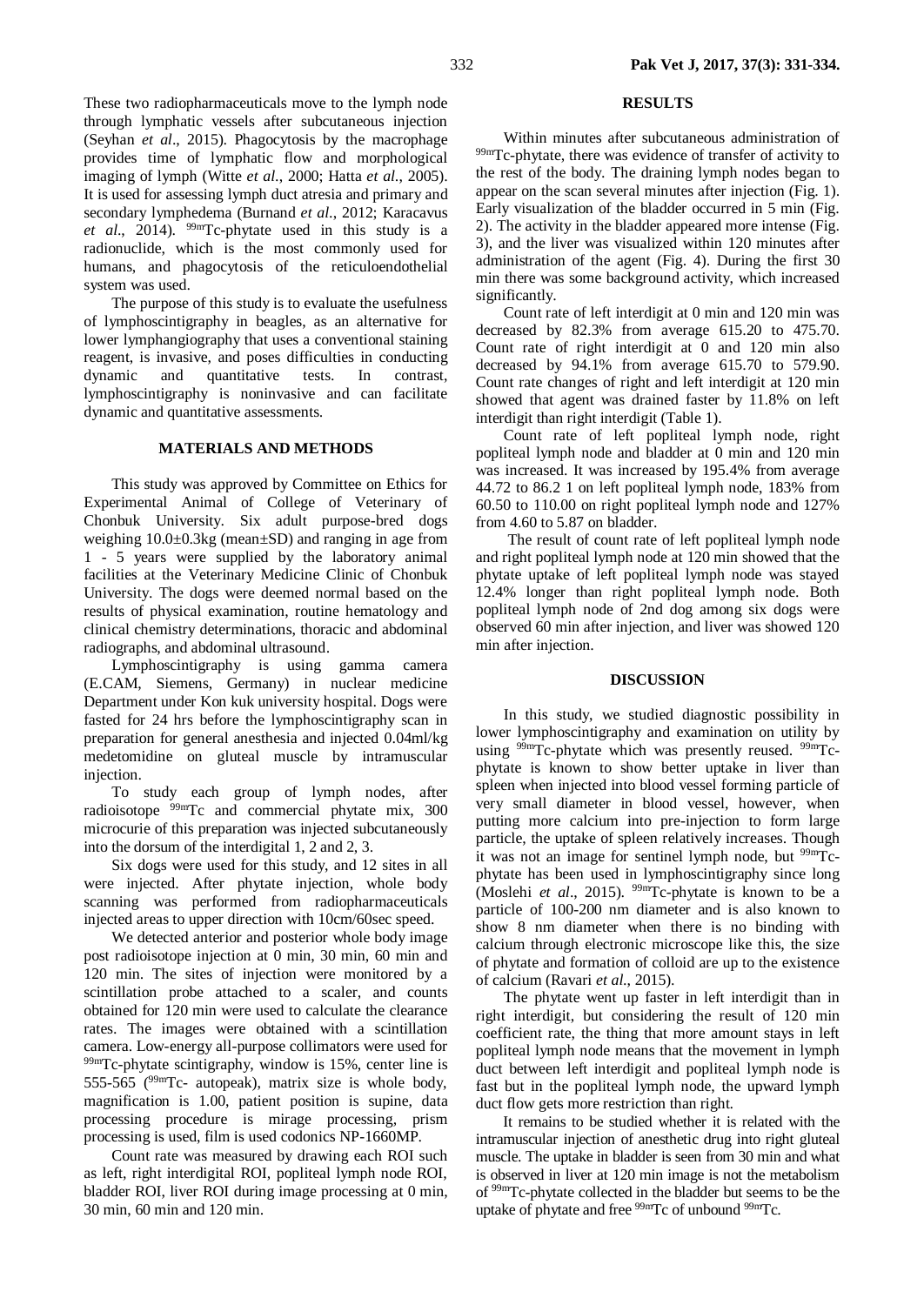These two radiopharmaceuticals move to the lymph node through lymphatic vessels after subcutaneous injection (Seyhan *et al*., 2015). Phagocytosis by the macrophage provides time of lymphatic flow and morphological imaging of lymph (Witte *et al*., 2000; Hatta *et al*., 2005). It is used for assessing lymph duct atresia and primary and secondary lymphedema (Burnand *et al*., 2012; Karacavus *et al*., 2014). $^{99m}$Tc-phytate used in this study is a radionuclide, which is the most commonly used for humans, and phagocytosis of the reticuloendothelial system was used.

The purpose of this study is to evaluate the usefulness of lymphoscintigraphy in beagles, as an alternative for lower lymphangiography that uses a conventional staining reagent, is invasive, and poses difficulties in conducting dynamic and quantitative tests. In contrast, lymphoscintigraphy is noninvasive and can facilitate dynamic and quantitative assessments.

## MATERIALS AND METHODS

This study was approved by Committee on Ethics for Experimental Animal of College of Veterinary of Chonbuk University. Six adult purpose-bred dogs weighing 10.0±0.3kg (mean±SD) and ranging in age from 1 - 5 years were supplied by the laboratory animal facilities at the Veterinary Medicine Clinic of Chonbuk University. The dogs were deemed normal based on the results of physical examination, routine hematology and clinical chemistry determinations, thoracic and abdominal radiographs, and abdominal ultrasound.

Lymphoscintigraphy is using gamma camera (E.CAM, Siemens, Germany) in nuclear medicine Department under Kon kuk university hospital. Dogs were fasted for 24 hrs before the lymphoscintigraphy scan in preparation for general anesthesia and injected 0.04ml/kg medetomidine on gluteal muscle by intramuscular injection.

To study each group of lymph nodes, after radioisotope $^{99m}$Tc and commercial phytate mix, 300 microcurie of this preparation was injected subcutaneously into the dorsum of the interdigital 1, 2 and 2, 3.

Six dogs were used for this study, and 12 sites in all were injected. After phytate injection, whole body scanning was performed from radiopharmaceuticals injected areas to upper direction with 10cm/60sec speed.

We detected anterior and posterior whole body image post radioisotope injection at 0 min, 30 min, 60 min and 120 min. The sites of injection were monitored by a scintillation probe attached to a scaler, and counts obtained for 120 min were used to calculate the clearance rates. The images were obtained with a scintillation camera. Low-energy all-purpose collimators were used for $^{99m}$Tc-phytate scintigraphy, window is 15%, center line is 555-565 ($^{99m}$Tc- autopeak), matrix size is whole body, magnification is 1.00, patient position is supine, data processing procedure is mirage processing, prism processing is used, film is used codonics NP-1660MP.

Count rate was measured by drawing each ROI such as left, right interdigital ROI, popliteal lymph node ROI, bladder ROI, liver ROI during image processing at 0 min, 30 min, 60 min and 120 min.

## RESULTS

Within minutes after subcutaneous administration of $^{99m}$Tc-phytate, there was evidence of transfer of activity to the rest of the body. The draining lymph nodes began to appear on the scan several minutes after injection (Fig. 1). Early visualization of the bladder occurred in 5 min (Fig. 2). The activity in the bladder appeared more intense (Fig. 3), and the liver was visualized within 120 minutes after administration of the agent (Fig. 4). During the first 30 min there was some background activity, which increased significantly.

Count rate of left interdigit at 0 min and 120 min was decreased by 82.3% from average 615.20 to 475.70. Count rate of right interdigit at 0 and 120 min also decreased by 94.1% from average 615.70 to 579.90. Count rate changes of right and left interdigit at 120 min showed that agent was drained faster by 11.8% on left interdigit than right interdigit (Table 1).

Count rate of left popliteal lymph node, right popliteal lymph node and bladder at 0 min and 120 min was increased. It was increased by 195.4% from average 44.72 to 86.2 1 on left popliteal lymph node, 183% from 60.50 to 110.00 on right popliteal lymph node and 127% from 4.60 to 5.87 on bladder.

The result of count rate of left popliteal lymph node and right popliteal lymph node at 120 min showed that the phytate uptake of left popliteal lymph node was stayed 12.4% longer than right popliteal lymph node. Both popliteal lymph node of 2nd dog among six dogs were observed 60 min after injection, and liver was showed 120 min after injection.

## DISCUSSION

In this study, we studied diagnostic possibility in lower lymphoscintigraphy and examination on utility by using $^{99m}$Tc-phytate which was presently reused. $^{99m}$Tc-phytate is known to show better uptake in liver than spleen when injected into blood vessel forming particle of very small diameter in blood vessel, however, when putting more calcium into pre-injection to form large particle, the uptake of spleen relatively increases. Though it was not an image for sentinel lymph node, but $^{99m}$Tc-phytate has been used in lymphoscintigraphy since long (Moslehi *et al*., 2015). $^{99m}$Tc-phytate is known to be a particle of 100-200 nm diameter and is also known to show 8 nm diameter when there is no binding with calcium through electronic microscope like this, the size of phytate and formation of colloid are up to the existence of calcium (Ravari *et al*., 2015).

The phytate went up faster in left interdigit than in right interdigit, but considering the result of 120 min coefficient rate, the thing that more amount stays in left popliteal lymph node means that the movement in lymph duct between left interdigit and popliteal lymph node is fast but in the popliteal lymph node, the upward lymph duct flow gets more restriction than right.

It remains to be studied whether it is related with the intramuscular injection of anesthetic drug into right gluteal muscle. The uptake in bladder is seen from 30 min and what is observed in liver at 120 min image is not the metabolism of $^{99m}$Tc-phytate collected in the bladder but seems to be the uptake of phytate and free $^{99m}$Tc of unbound $^{99m}$Tc.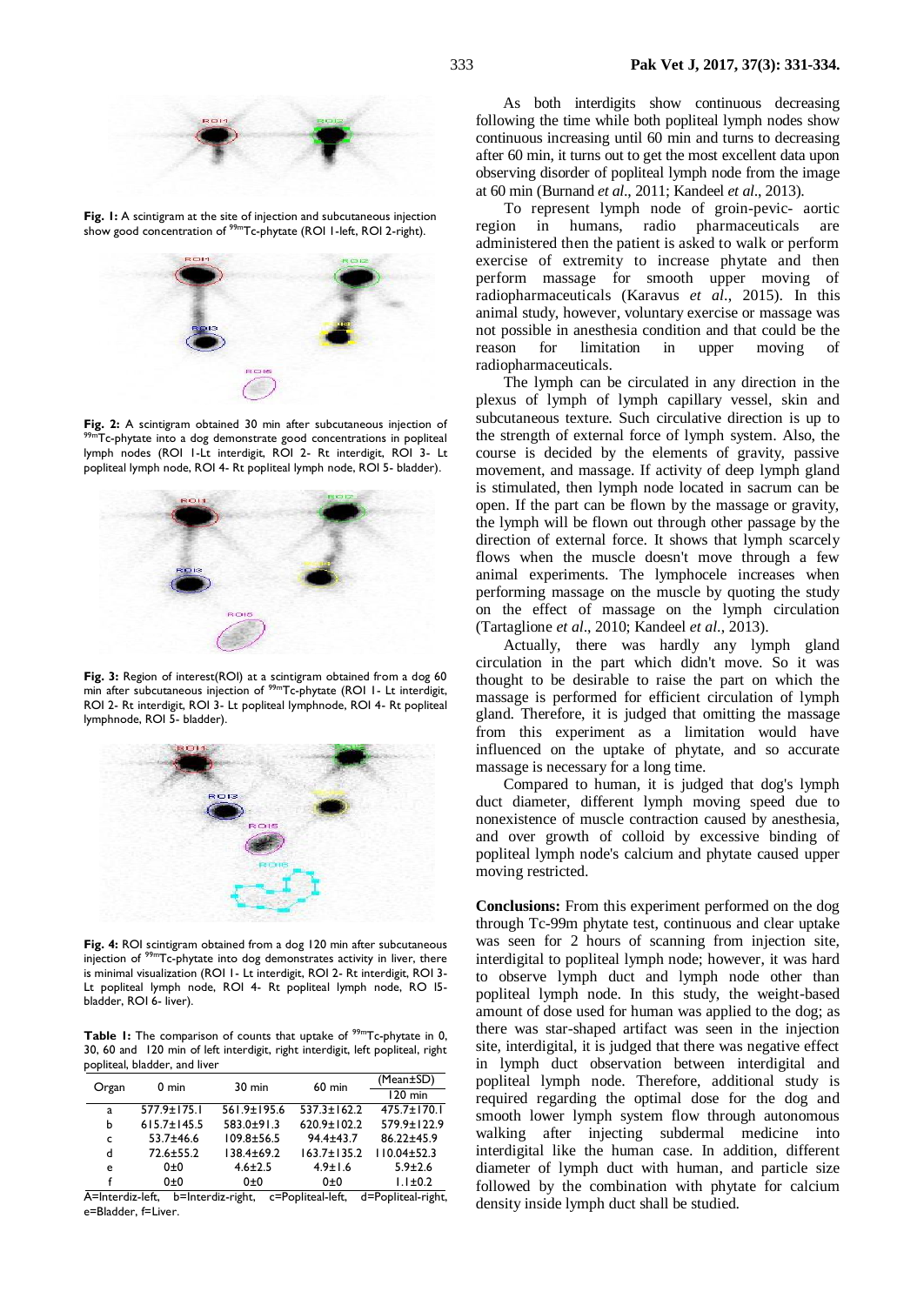**Fig. 1:** A scintigram at the site of injection and subcutaneous injection show good concentration of $^{99m}$Tc-phytate (ROI 1-left, ROI 2-right).

**Fig. 2:** A scintigram obtained 30 min after subcutaneous injection of $^{99m}$Tc-phytate into a dog demonstrate good concentrations in popliteal lymph nodes (ROI 1-Lt interdigit, ROI 2- Rt interdigit, ROI 3- Lt popliteal lymph node, ROI 4- Rt popliteal lymph node, ROI 5- bladder).

**Fig. 3:** Region of interest(ROI) at a scintigram obtained from a dog 60 min after subcutaneous injection of $^{99m}$Tc-phytate (ROI 1- Lt interdigit, ROI 2- Rt interdigit, ROI 3- Lt popliteal lymphnode, ROI 4- Rt popliteal lymphnode, ROI 5- bladder).

**Fig. 4:** ROI scintigram obtained from a dog 120 min after subcutaneous injection of $^{99m}$Tc-phytate into dog demonstrates activity in liver, there is minimal visualization (ROI 1- Lt interdigit, ROI 2- Rt interdigit, ROI 3- Lt popliteal lymph node, ROI 4- Rt popliteal lymph node, RO I5-bladder, ROI 6- liver).

**Table 1:** The comparison of counts that uptake of $^{99m}$Tc-phytate in 0, 30, 60 and 120 min of left interdigit, right interdigit, left popliteal, right popliteal, bladder, and liver

| Organ | 0 min | 30 min | 60 min | (Mean±SD) 120 min |
|---|---|---|---|---|
| a | 577.9±175.1 | 561.9±195.6 | 537.3±162.2 | 475.7±170.1 |
| b | 615.7±145.5 | 583.0±91.3 | 620.9±102.2 | 579.9±122.9 |
| c | 53.7±46.6 | 109.8±56.5 | 94.4±43.7 | 86.22±45.9 |
| d | 72.6±55.2 | 138.4±69.2 | 163.7±135.2 | 110.04±52.3 |
| e | 0±0 | 4.6±2.5 | 4.9±1.6 | 5.9±2.6 |
| f | 0±0 | 0±0 | 0±0 | 1.1±0.2 |

A=Interdiz-left, b=Interdiz-right, c=Popliteal-left, d=Popliteal-right, e=Bladder, f=Liver.

As both interdigits show continuous decreasing following the time while both popliteal lymph nodes show continuous increasing until 60 min and turns to decreasing after 60 min, it turns out to get the most excellent data upon observing disorder of popliteal lymph node from the image at 60 min (Burnand *et al*., 2011; Kandeel *et al*., 2013).

To represent lymph node of groin-pevic- aortic region in humans, radio pharmaceuticals are administered then the patient is asked to walk or perform exercise of extremity to increase phytate and then perform massage for smooth upper moving of radiopharmaceuticals (Karavus *et al*., 2015). In this animal study, however, voluntary exercise or massage was not possible in anesthesia condition and that could be the reason for limitation in upper moving of radiopharmaceuticals.

The lymph can be circulated in any direction in the plexus of lymph of lymph capillary vessel, skin and subcutaneous texture. Such circulative direction is up to the strength of external force of lymph system. Also, the course is decided by the elements of gravity, passive movement, and massage. If activity of deep lymph gland is stimulated, then lymph node located in sacrum can be open. If the part can be flown by the massage or gravity, the lymph will be flown out through other passage by the direction of external force. It shows that lymph scarcely flows when the muscle doesn't move through a few animal experiments. The lymphocele increases when performing massage on the muscle by quoting the study on the effect of massage on the lymph circulation (Tartaglione *et al*., 2010; Kandeel *et al*., 2013).

Actually, there was hardly any lymph gland circulation in the part which didn't move. So it was thought to be desirable to raise the part on which the massage is performed for efficient circulation of lymph gland. Therefore, it is judged that omitting the massage from this experiment as a limitation would have influenced on the uptake of phytate, and so accurate massage is necessary for a long time.

Compared to human, it is judged that dog's lymph duct diameter, different lymph moving speed due to nonexistence of muscle contraction caused by anesthesia, and over growth of colloid by excessive binding of popliteal lymph node's calcium and phytate caused upper moving restricted.

**Conclusions:** From this experiment performed on the dog through Tc-99m phytate test, continuous and clear uptake was seen for 2 hours of scanning from injection site, interdigital to popliteal lymph node; however, it was hard to observe lymph duct and lymph node other than popliteal lymph node. In this study, the weight-based amount of dose used for human was applied to the dog; as there was star-shaped artifact was seen in the injection site, interdigital, it is judged that there was negative effect in lymph duct observation between interdigital and popliteal lymph node. Therefore, additional study is required regarding the optimal dose for the dog and smooth lower lymph system flow through autonomous walking after injecting subdermal medicine into interdigital like the human case. In addition, different diameter of lymph duct with human, and particle size followed by the combination with phytate for calcium density inside lymph duct shall be studied.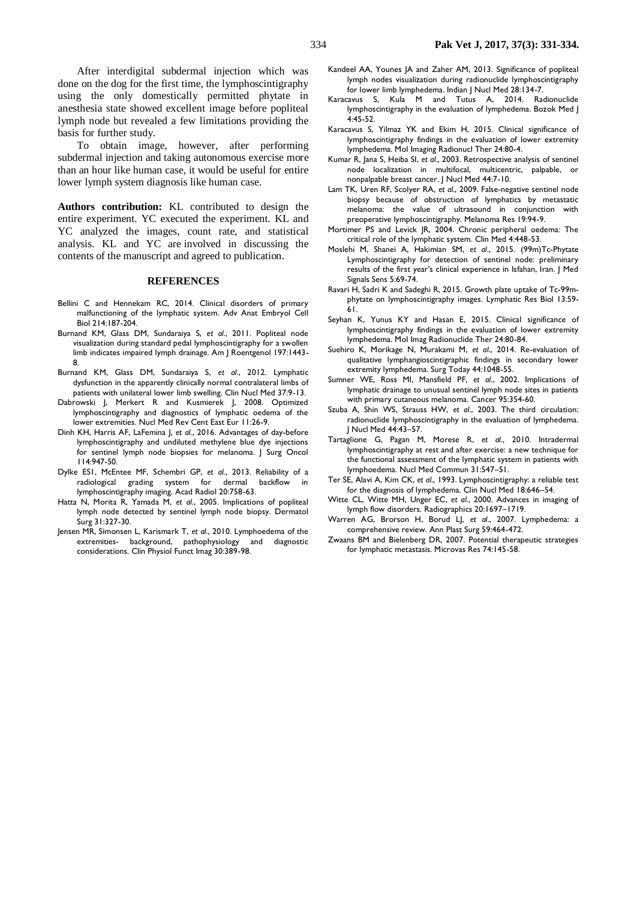After interdigital subdermal injection which was done on the dog for the first time, the lymphoscintigraphy using the only domestically permitted phytate in anesthesia state showed excellent image before popliteal lymph node but revealed a few limitations providing the basis for further study.

To obtain image, however, after performing subdermal injection and taking autonomous exercise more than an hour like human case, it would be useful for entire lower lymph system diagnosis like human case.

**Authors contribution:** KL contributed to design the entire experiment. YC executed the experiment. KL and YC analyzed the images, count rate, and statistical analysis. KL and YC are involved in discussing the contents of the manuscript and agreed to publication.

## REFERENCES

Bellini C and Hennekam RC, 2014. Clinical disorders of primary malfunctioning of the lymphatic system. Adv Anat Embryol Cell Biol 214:187-204.

Burnand KM, Glass DM, Sundaraiya S, *et al*., 2011. Popliteal node visualization during standard pedal lymphoscintigraphy for a swollen limb indicates impaired lymph drainage. Am J Roentgenol 197:1443-8.

Burnand KM, Glass DM, Sundaraiya S, *et al*., 2012. Lymphatic dysfunction in the apparently clinically normal contralateral limbs of patients with unilateral lower limb swelling. Clin Nucl Med 37:9-13.

Dabrowski J, Merkert R and Kusmierek J, 2008. Optimized lymphoscintigraphy and diagnostics of lymphatic oedema of the lower extremities. Nucl Med Rev Cent East Eur 11:26-9.

Dinh KH, Harris AF, LaFemina J, *et al*., 2016. Advantages of day-before lymphoscintigraphy and undiluted methylene blue dye injections for sentinel lymph node biopsies for melanoma. J Surg Oncol 114:947-50.

Dylke ESI, McEntee MF, Schembri GP, *et al*., 2013. Reliability of a radiological grading system for dermal backflow in lymphoscintigraphy imaging. Acad Radiol 20:758-63.

Hatta N, Morita R, Yamada M, *et al*., 2005. Implications of popliteal lymph node detected by sentinel lymph node biopsy. Dermatol Surg 31:327-30.

Jensen MR, Simonsen L, Karismark T, *et al*., 2010. Lymphoedema of the extremities- background, pathophysiology and diagnostic considerations. Clin Physiol Funct Imag 30:389-98.

Kandeel AA, Younes JA and Zaher AM, 2013. Significance of popliteal lymph nodes visualization during radionuclide lymphoscintigraphy for lower limb lymphedema. Indian J Nucl Med 28:134-7.

Karacavus S, Kula M and Tutus A, 2014. Radionuclide lymphoscintigraphy in the evaluation of lymphedema. Bozok Med J 4:45-52.

Karacavus S, Yilmaz YK and Ekim H, 2015. Clinical significance of lymphoscintigraphy findings in the evaluation of lower extremity lymphedema. Mol Imaging Radionucl Ther 24:80-4.

Kumar R, Jana S, Heiba SI, *et al*., 2003. Retrospective analysis of sentinel node localization in multifocal, multicentric, palpable, or nonpalpable breast cancer. J Nucl Med 44:7-10.

Lam TK, Uren RF, Scolyer RA, *et al*., 2009. False-negative sentinel node biopsy because of obstruction of lymphatics by metastatic melanoma: the value of ultrasound in conjunction with preoperative lymphoscintigraphy. Melanoma Res 19:94-9.

Mortimer PS and Levick JR, 2004. Chronic peripheral oedema: The critical role of the lymphatic system. Clin Med 4:448-53.

Moslehi M, Shanei A, Hakimian SM, *et al*., 2015. (99m)Tc-Phytate Lymphoscintigraphy for detection of sentinel node: preliminary results of the first year's clinical experience in Isfahan, Iran. J Med Signals Sens 5:69-74.

Ravari H, Sadri K and Sadeghi R, 2015. Growth plate uptake of Tc-99m-phytate on lymphoscintigraphy images. Lymphatic Res Biol 13:59-61.

Seyhan K, Yunus KY and Hasan E, 2015. Clinical significance of lymphoscintigraphy findings in the evaluation of lower extremity lymphedema. Mol Imag Radionuclide Ther 24:80-84.

Suehiro K, Morikage N, Murakami M, *et al*., 2014. Re-evaluation of qualitative lymphangioscintigraphic findings in secondary lower extremity lymphedema. Surg Today 44:1048-55.

Sumner WE, Ross MI, Mansfield PF, *et al*., 2002. Implications of lymphatic drainage to unusual sentinel lymph node sites in patients with primary cutaneous melanoma. Cancer 95:354-60.

Szuba A, Shin WS, Strauss HW, *et al*., 2003. The third circulation: radionuclide lymphoscintigraphy in the evaluation of lymphedema. J Nucl Med 44:43–57.

Tartaglione G, Pagan M, Morese R, *et al*., 2010. Intradermal lymphoscintigraphy at rest and after exercise: a new technique for the functional assessment of the lymphatic system in patients with lymphoedema. Nucl Med Commun 31:547–51.

Ter SE, Alavi A, Kim CK, *et al*., 1993. Lymphoscintigraphy: a reliable test for the diagnosis of lymphedema. Clin Nucl Med 18:646–54.

Witte CL, Witte MH, Unger EC, *et al*., 2000. Advances in imaging of lymph flow disorders. Radiographics 20:1697–1719.

Warren AG, Brorson H, Borud LJ, *et al*., 2007. Lymphedema: a comprehensive review. Ann Plast Surg 59:464-472.

Zwaans BM and Bielenberg DR, 2007. Potential therapeutic strategies for lymphatic metastasis. Microvas Res 74:145-58.